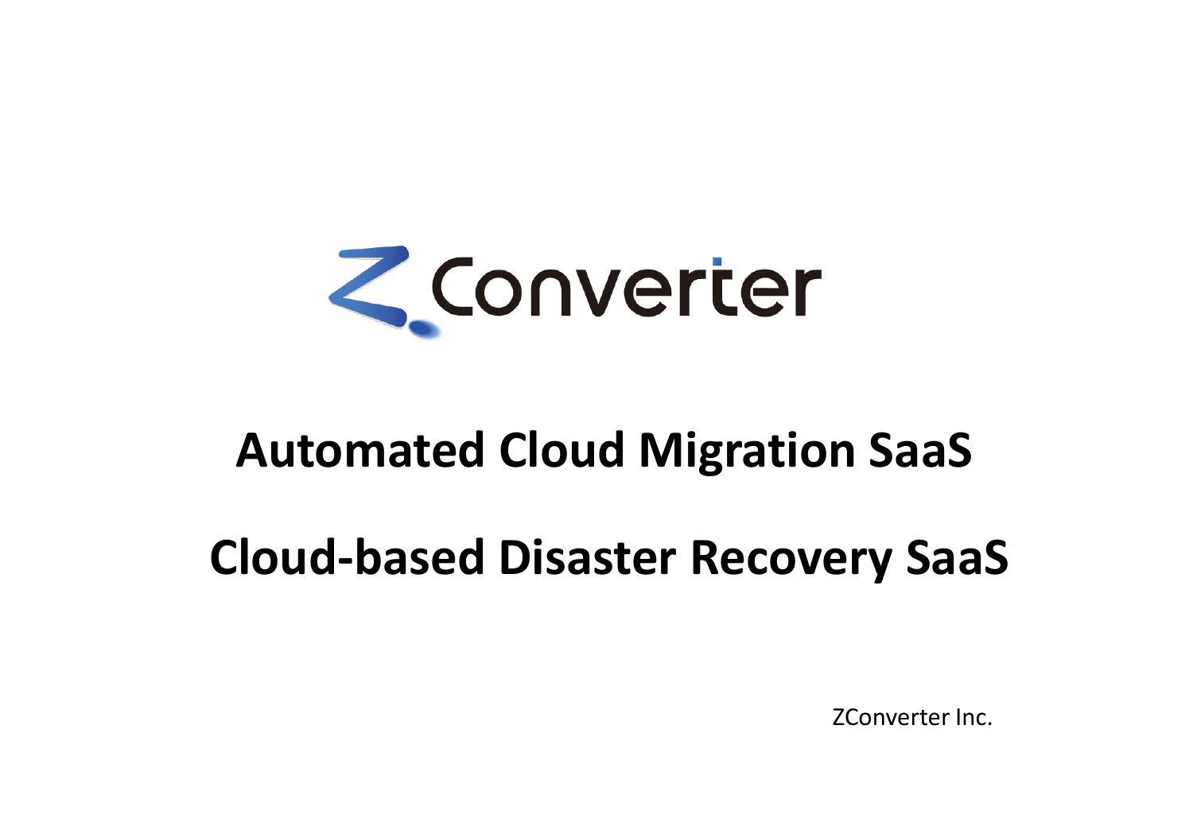# ZConverter

## Automated Cloud Migration SaaS

## Cloud-based Disaster Recovery SaaS

ZConverter Inc.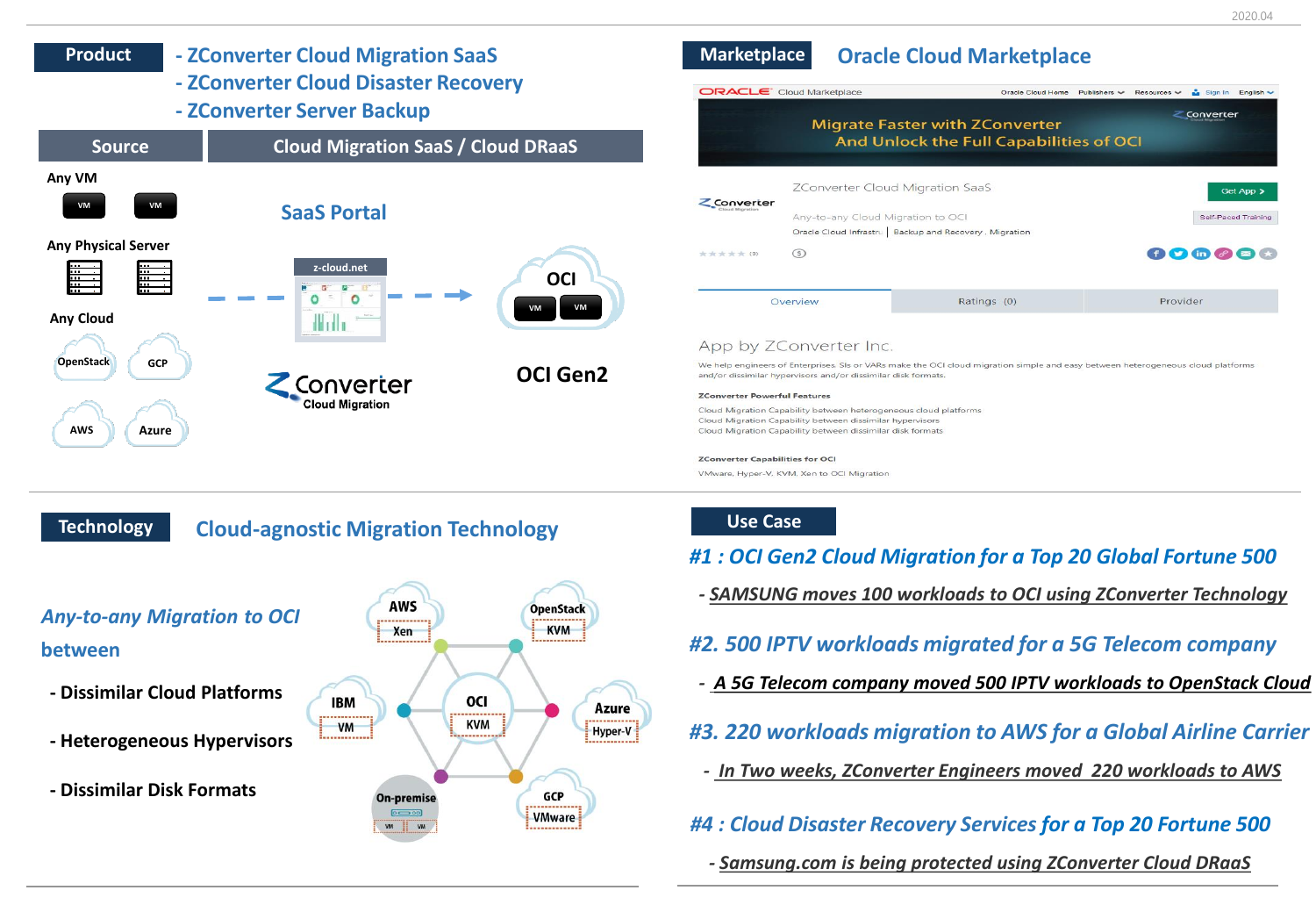2020.04

## Product

- ZConverter Cloud Migration SaaS
- ZConverter Cloud Disaster Recovery
- ZConverter Server Backup

| Source | Cloud Migration SaaS / Cloud DRaaS |
| --- | --- |
| Any VM | SaaS Portal |
| Any Physical Server | z-cloud.net |
| Any Cloud: OpenStack, GCP, AWS, Azure | ZConverter Cloud Migration → OCI (VM, VM) — OCI Gen2 |

## Marketplace — Oracle Cloud Marketplace

ORACLE Cloud Marketplace | Oracle Cloud Home | Publishers | Resources | Sign In | English

Migrate Faster with ZConverter
And Unlock the Full Capabilities of OCI

ZConverter Cloud Migration SaaS — Get App

Any-to-any Cloud Migration to OCI

Oracle Cloud Infrastr. | Backup and Recovery , Migration

Self-Paced Training

Overview | Ratings (0) | Provider

App by ZConverter Inc.

We help engineers of Enterprises, SIs or VARs make the OCI cloud migration simple and easy between heterogeneous cloud platforms and/or dissimilar hypervisors and/or dissimilar disk formats.

**ZConverter Powerful Features**

Cloud Migration Capability between heterogeneous cloud platforms
Cloud Migration Capability between dissimilar hypervisors
Cloud Migration Capability between dissimilar disk formats

**ZConverter Capabilities for OCI**

VMware, Hyper-V, KVM, Xen to OCI Migration

## Technology — Cloud-agnostic Migration Technology

*Any-to-any Migration to OCI between*

- Dissimilar Cloud Platforms
- Heterogeneous Hypervisors
- Dissimilar Disk Formats

OCI (KVM) ↔ AWS (Xen), OpenStack (KVM), IBM (VM), Azure (Hyper-V), On-premise (VM, VM), GCP (VMware)

## Use Case

***#1 : OCI Gen2 Cloud Migration for a Top 20 Global Fortune 500***

- *SAMSUNG moves 100 workloads to OCI using ZConverter Technology*

***#2. 500 IPTV workloads migrated for a 5G Telecom company***

- *A 5G Telecom company moved 500 IPTV workloads to OpenStack Cloud*

***#3. 220 workloads migration to AWS for a Global Airline Carrier***

- *In Two weeks, ZConverter Engineers moved 220 workloads to AWS*

***#4 : Cloud Disaster Recovery Services for a Top 20 Fortune 500***

- *Samsung.com is being protected using ZConverter Cloud DRaaS*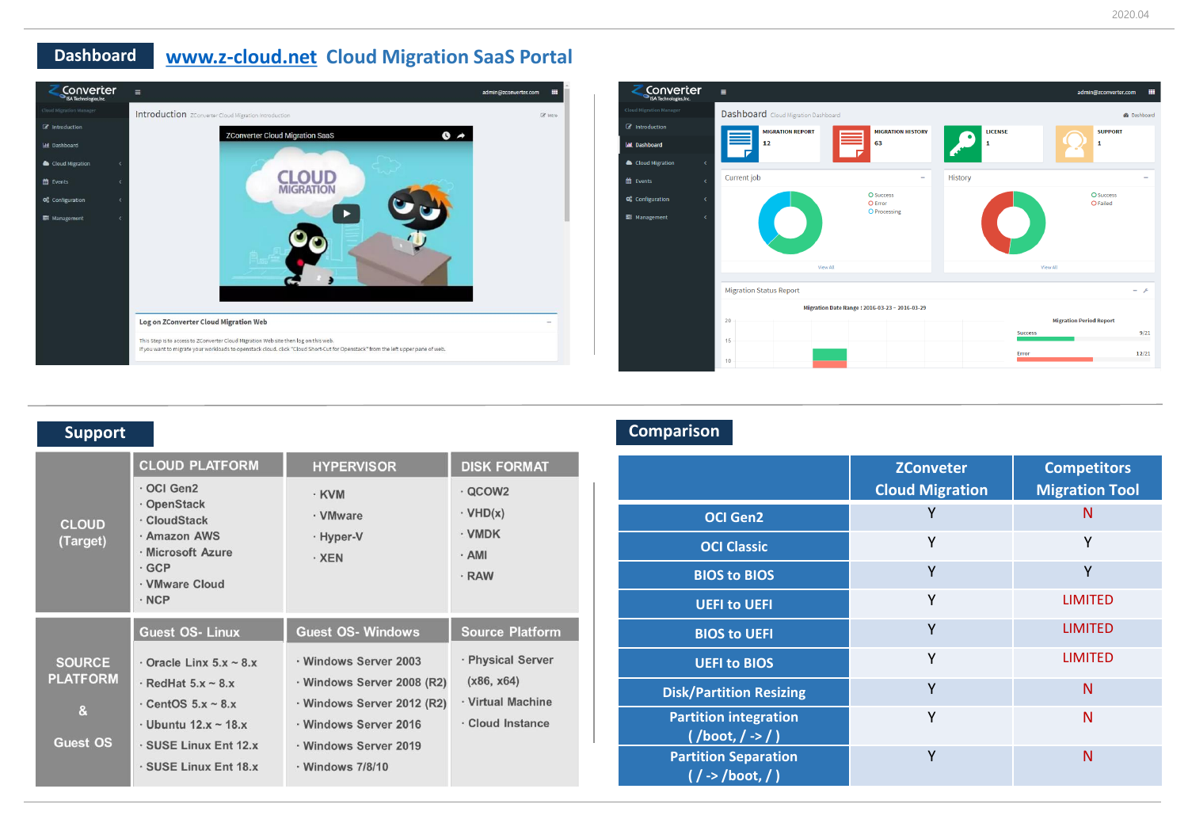## Dashboard [www.z-cloud.net](http://www.z-cloud.net) Cloud Migration SaaS Portal

## Support

| | CLOUD PLATFORM | HYPERVISOR | DISK FORMAT |
|---|---|---|---|
| CLOUD (Target) | · OCI Gen2<br>· OpenStack<br>· CloudStack<br>· Amazon AWS<br>· Microsoft Azure<br>· GCP<br>· VMware Cloud<br>· NCP | · KVM<br>· VMware<br>· Hyper-V<br>· XEN | · QCOW2<br>· VHD(x)<br>· VMDK<br>· AMI<br>· RAW |

| | Guest OS- Linux | Guest OS- Windows | Source Platform |
|---|---|---|---|
| SOURCE PLATFORM & Guest OS | · Oracle Linx 5.x ~ 8.x<br>· RedHat 5.x ~ 8.x<br>· CentOS 5.x ~ 8.x<br>· Ubuntu 12.x ~ 18.x<br>· SUSE Linux Ent 12.x<br>· SUSE Linux Ent 18.x | · Windows Server 2003<br>· Windows Server 2008 (R2)<br>· Windows Server 2012 (R2)<br>· Windows Server 2016<br>· Windows Server 2019<br>· Windows 7/8/10 | · Physical Server (x86, x64)<br>· Virtual Machine<br>· Cloud Instance |

## Comparison

| | ZConveter Cloud Migration | Competitors Migration Tool |
|---|---|---|
| OCI Gen2 | Y | N |
| OCI Classic | Y | Y |
| BIOS to BIOS | Y | Y |
| UEFI to UEFI | Y | LIMITED |
| BIOS to UEFI | Y | LIMITED |
| UEFI to BIOS | Y | LIMITED |
| Disk/Partition Resizing | Y | N |
| Partition integration ( /boot, / -> / ) | Y | N |
| Partition Separation ( / -> /boot, / ) | Y | N |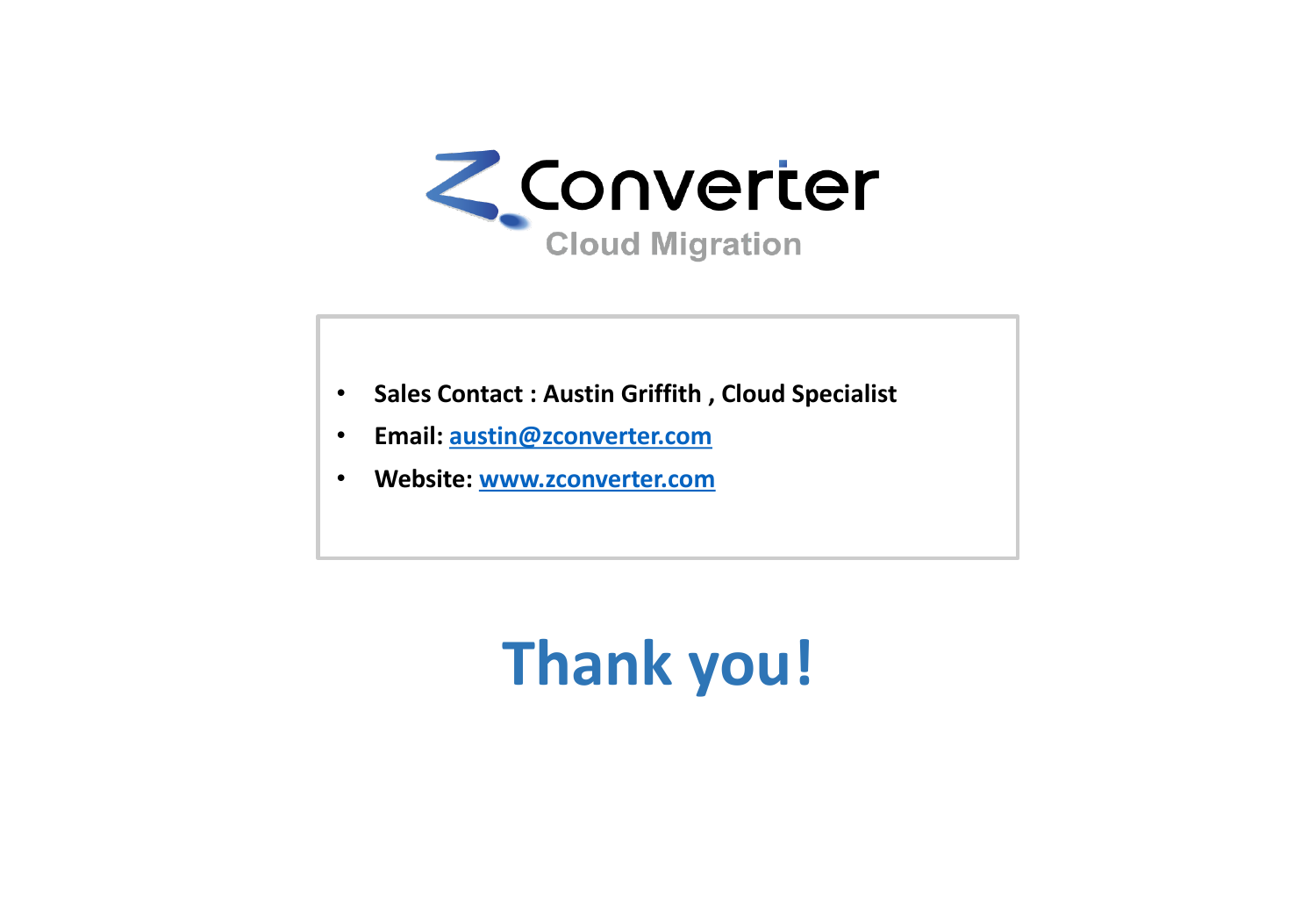ZConverter

Cloud Migration

- **Sales Contact : Austin Griffith , Cloud Specialist**
- **Email: austin@zconverter.com**
- **Website: www.zconverter.com**

# Thank you!